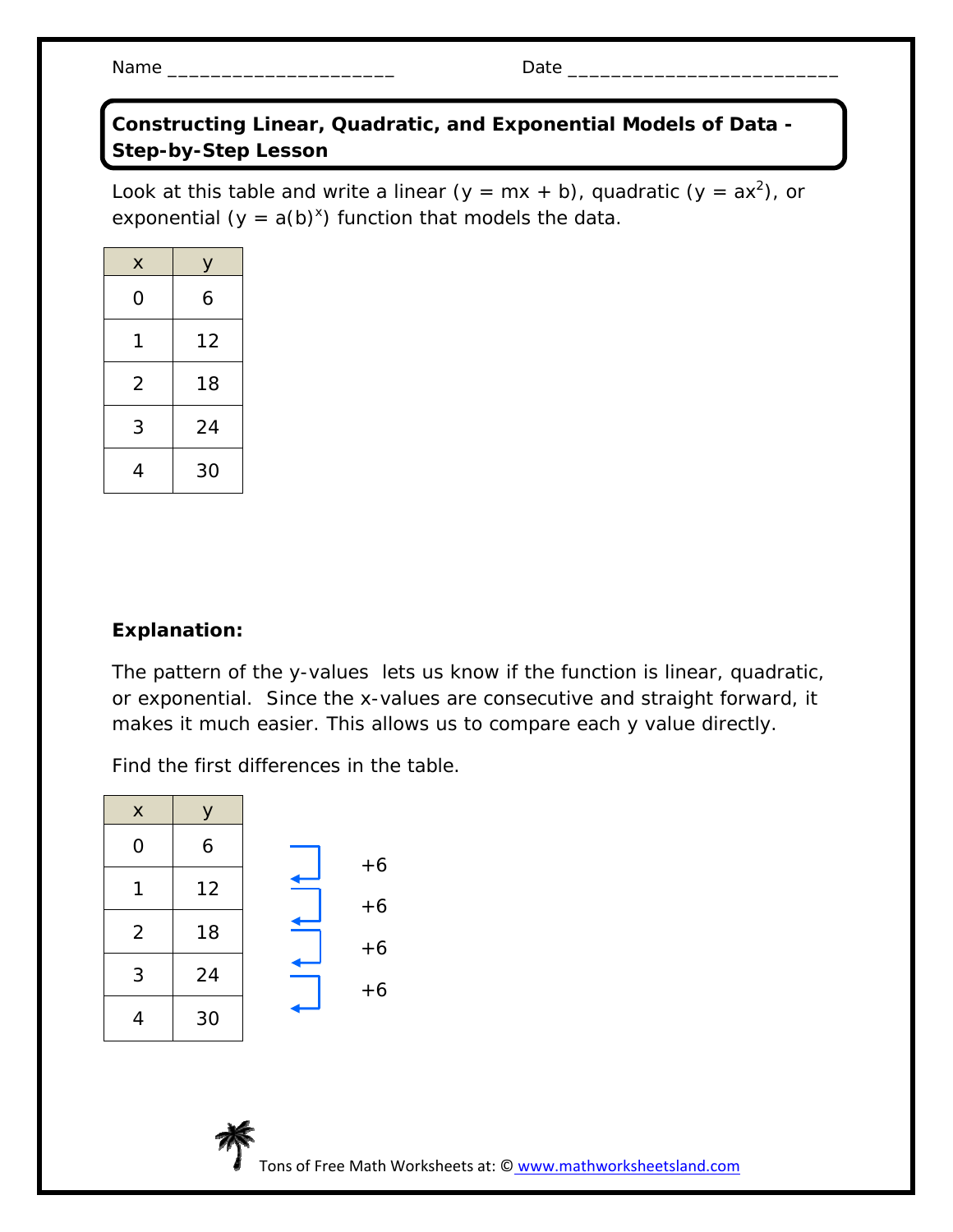Name _____________________ Date __________________________

## Constructing Linear, Quadratic, and Exponential Models of Data - Step-by-Step Lesson

Look at this table and write a linear ($y = mx + b$), quadratic ($y = ax^2$), or exponential ($y = a(b)^x$) function that models the data.

| x | y |
|---|---|
| 0 | 6 |
| 1 | 12 |
| 2 | 18 |
| 3 | 24 |
| 4 | 30 |

**Explanation:**

The pattern of the y-values lets us know if the function is linear, quadratic, or exponential. Since the x-values are consecutive and straight forward, it makes it much easier. This allows us to compare each y value directly.

Find the first differences in the table.

| x | y | First difference |
|---|---|---|
| 0 | 6 | |
| 1 | 12 | +6 |
| 2 | 18 | +6 |
| 3 | 24 | +6 |
| 4 | 30 | +6 |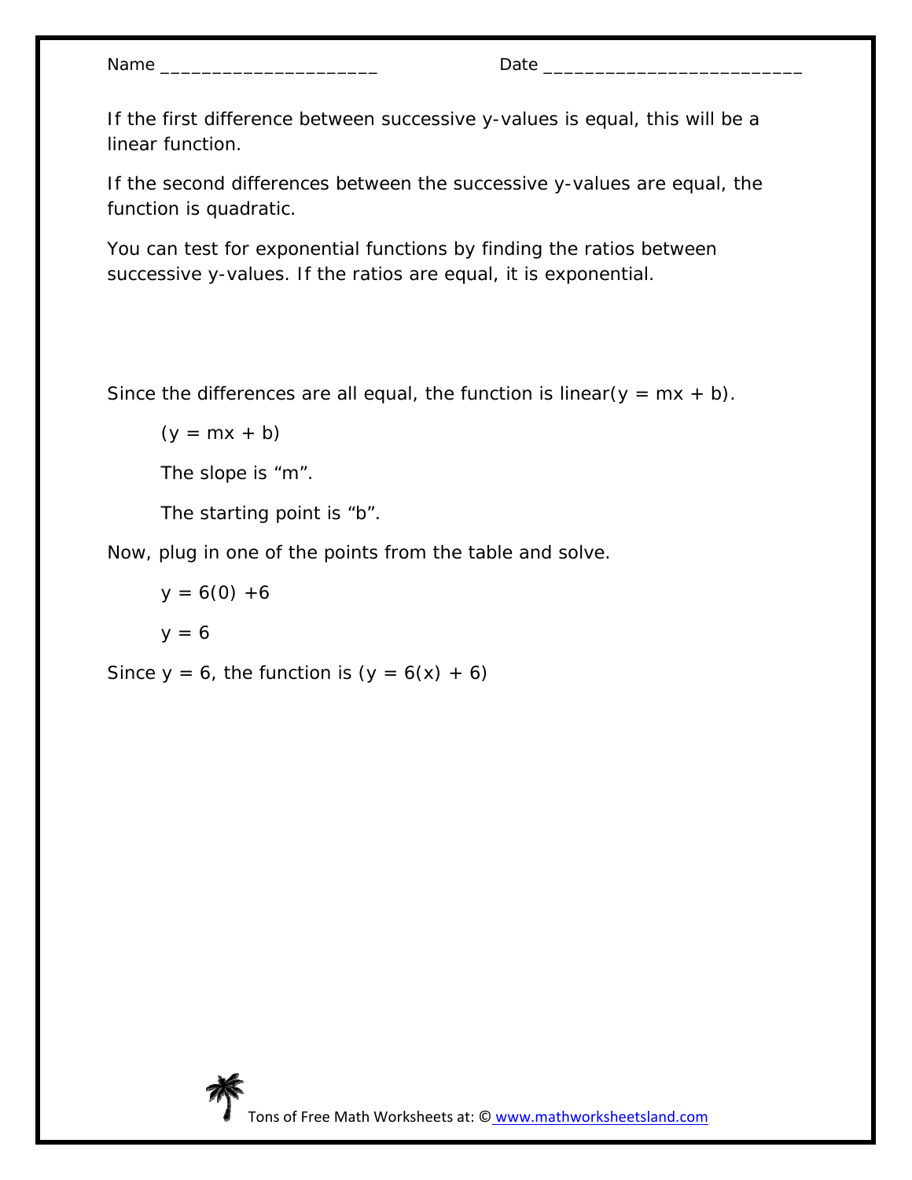Name ____________________ Date _________________________

If the first difference between successive y-values is equal, this will be a linear function.

If the second differences between the successive y-values are equal, the function is quadratic.

You can test for exponential functions by finding the ratios between successive y-values. If the ratios are equal, it is exponential.

Since the differences are all equal, the function is linear($y = mx + b$).

> ($y = mx + b$)
>
> The slope is “m”.
>
> The starting point is “b”.

Now, plug in one of the points from the table and solve.

> $y = 6(0) + 6$
>
> $y = 6$

Since $y = 6$, the function is ($y = 6(x) + 6$)